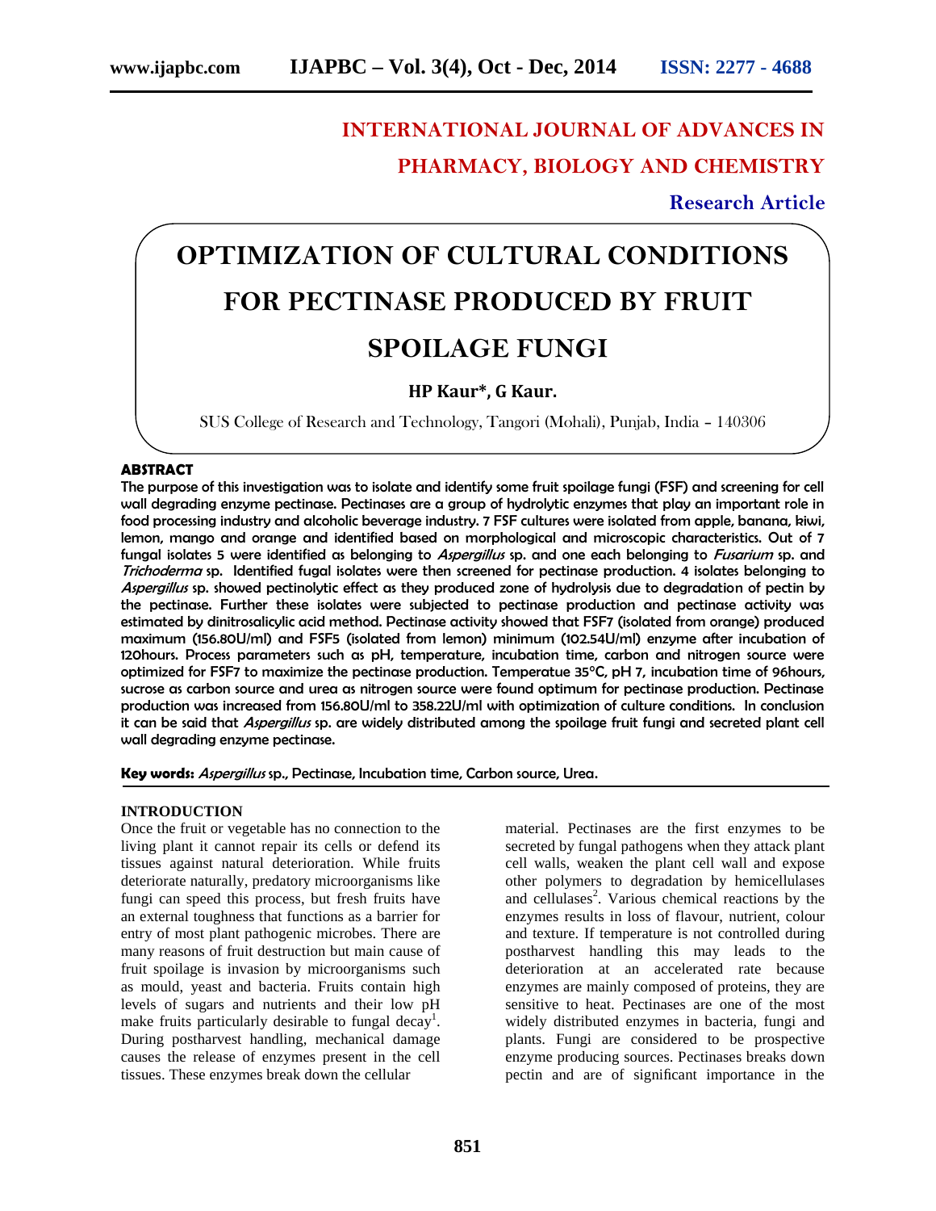**INTERNATIONAL JOURNAL OF ADVANCES IN PHARMACY, BIOLOGY AND CHEMISTRY**

**Research Article**

# OPTIMIZATION OF CULTURAL CONDITIONS FOR PECTINASE PRODUCED BY FRUIT SPOILAGE FUNGI

**HP Kaur\*, G Kaur.**

SUS College of Research and Technology, Tangori (Mohali), Punjab, India – 140306

## ABSTRACT

**The purpose of this investigation was to isolate and identify some fruit spoilage fungi (FSF) and screening for cell wall degrading enzyme pectinase. Pectinases are a group of hydrolytic enzymes that play an important role in food processing industry and alcoholic beverage industry. 7 FSF cultures were isolated from apple, banana, kiwi, lemon, mango and orange and identified based on morphological and microscopic characteristics. Out of 7 fungal isolates 5 were identified as belonging to *Aspergillus* sp. and one each belonging to *Fusarium* sp. and *Trichoderma* sp. Identified fugal isolates were then screened for pectinase production. 4 isolates belonging to *Aspergillus* sp. showed pectinolytic effect as they produced zone of hydrolysis due to degradation of pectin by the pectinase. Further these isolates were subjected to pectinase production and pectinase activity was estimated by dinitrosalicylic acid method. Pectinase activity showed that FSF7 (isolated from orange) produced maximum (156.80U/ml) and FSF5 (isolated from lemon) minimum (102.54U/ml) enzyme after incubation of 120hours. Process parameters such as pH, temperature, incubation time, carbon and nitrogen source were optimized for FSF7 to maximize the pectinase production. Temperatue 35°C, pH 7, incubation time of 96hours, sucrose as carbon source and urea as nitrogen source were found optimum for pectinase production. Pectinase production was increased from 156.80U/ml to 358.22U/ml with optimization of culture conditions. In conclusion it can be said that *Aspergillus* sp. are widely distributed among the spoilage fruit fungi and secreted plant cell wall degrading enzyme pectinase.**

**Key words:** *Aspergillus* sp., Pectinase, Incubation time, Carbon source, Urea.

## INTRODUCTION

Once the fruit or vegetable has no connection to the living plant it cannot repair its cells or defend its tissues against natural deterioration. While fruits deteriorate naturally, predatory microorganisms like fungi can speed this process, but fresh fruits have an external toughness that functions as a barrier for entry of most plant pathogenic microbes. There are many reasons of fruit destruction but main cause of fruit spoilage is invasion by microorganisms such as mould, yeast and bacteria. Fruits contain high levels of sugars and nutrients and their low pH make fruits particularly desirable to fungal decay[1]. During postharvest handling, mechanical damage causes the release of enzymes present in the cell tissues. These enzymes break down the cellular material. Pectinases are the first enzymes to be secreted by fungal pathogens when they attack plant cell walls, weaken the plant cell wall and expose other polymers to degradation by hemicellulases and cellulases[2]. Various chemical reactions by the enzymes results in loss of flavour, nutrient, colour and texture. If temperature is not controlled during postharvest handling this may leads to the deterioration at an accelerated rate because enzymes are mainly composed of proteins, they are sensitive to heat. Pectinases are one of the most widely distributed enzymes in bacteria, fungi and plants. Fungi are considered to be prospective enzyme producing sources. Pectinases breaks down pectin and are of significant importance in the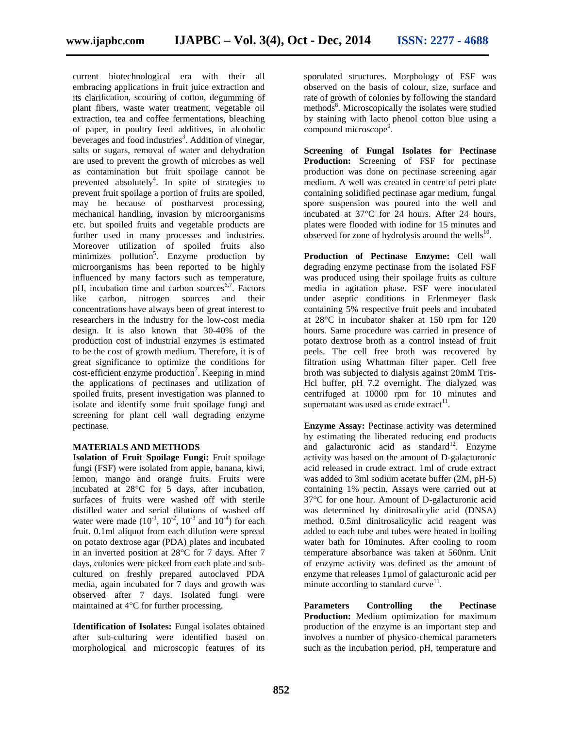current biotechnological era with their all embracing applications in fruit juice extraction and its clarification, scouring of cotton, degumming of plant fibers, waste water treatment, vegetable oil extraction, tea and coffee fermentations, bleaching of paper, in poultry feed additives, in alcoholic beverages and food industries[3]. Addition of vinegar, salts or sugars, removal of water and dehydration are used to prevent the growth of microbes as well as contamination but fruit spoilage cannot be prevented absolutely[4]. In spite of strategies to prevent fruit spoilage a portion of fruits are spoiled, may be because of postharvest processing, mechanical handling, invasion by microorganisms etc. but spoiled fruits and vegetable products are further used in many processes and industries. Moreover utilization of spoiled fruits also minimizes pollution[5]. Enzyme production by microorganisms has been reported to be highly influenced by many factors such as temperature, pH, incubation time and carbon sources[6,7]. Factors like carbon, nitrogen sources and their concentrations have always been of great interest to researchers in the industry for the low-cost media design. It is also known that 30-40% of the production cost of industrial enzymes is estimated to be the cost of growth medium. Therefore, it is of great significance to optimize the conditions for cost-efficient enzyme production[7]. Keeping in mind the applications of pectinases and utilization of spoiled fruits, present investigation was planned to isolate and identify some fruit spoilage fungi and screening for plant cell wall degrading enzyme pectinase.

## MATERIALS AND METHODS

**Isolation of Fruit Spoilage Fungi:** Fruit spoilage fungi (FSF) were isolated from apple, banana, kiwi, lemon, mango and orange fruits. Fruits were incubated at 28°C for 5 days, after incubation, surfaces of fruits were washed off with sterile distilled water and serial dilutions of washed off water were made ($10^{-1}$, $10^{-2}$, $10^{-3}$ and $10^{-4}$) for each fruit. 0.1ml aliquot from each dilution were spread on potato dextrose agar (PDA) plates and incubated in an inverted position at 28°C for 7 days. After 7 days, colonies were picked from each plate and sub-cultured on freshly prepared autoclaved PDA media, again incubated for 7 days and growth was observed after 7 days. Isolated fungi were maintained at 4°C for further processing.

**Identification of Isolates:** Fungal isolates obtained after sub-culturing were identified based on morphological and microscopic features of its sporulated structures. Morphology of FSF was observed on the basis of colour, size, surface and rate of growth of colonies by following the standard methods[8]. Microscopically the isolates were studied by staining with lacto phenol cotton blue using a compound microscope[9].

**Screening of Fungal Isolates for Pectinase Production:** Screening of FSF for pectinase production was done on pectinase screening agar medium. A well was created in centre of petri plate containing solidified pectinase agar medium, fungal spore suspension was poured into the well and incubated at 37°C for 24 hours. After 24 hours, plates were flooded with iodine for 15 minutes and observed for zone of hydrolysis around the wells[10].

**Production of Pectinase Enzyme:** Cell wall degrading enzyme pectinase from the isolated FSF was produced using their spoilage fruits as culture media in agitation phase. FSF were inoculated under aseptic conditions in Erlenmeyer flask containing 5% respective fruit peels and incubated at 28°C in incubator shaker at 150 rpm for 120 hours. Same procedure was carried in presence of potato dextrose broth as a control instead of fruit peels. The cell free broth was recovered by filtration using Whattman filter paper. Cell free broth was subjected to dialysis against 20mM Tris-Hcl buffer, pH 7.2 overnight. The dialyzed was centrifuged at 10000 rpm for 10 minutes and supernatant was used as crude extract[11].

**Enzyme Assay:** Pectinase activity was determined by estimating the liberated reducing end products and galacturonic acid as standard[12]. Enzyme activity was based on the amount of D-galacturonic acid released in crude extract. 1ml of crude extract was added to 3ml sodium acetate buffer (2M, pH-5) containing 1% pectin. Assays were carried out at 37°C for one hour. Amount of D-galacturonic acid was determined by dinitrosalicylic acid (DNSA) method. 0.5ml dinitrosalicylic acid reagent was added to each tube and tubes were heated in boiling water bath for 10minutes. After cooling to room temperature absorbance was taken at 560nm. Unit of enzyme activity was defined as the amount of enzyme that releases 1µmol of galacturonic acid per minute according to standard curve[11].

**Parameters Controlling the Pectinase Production:** Medium optimization for maximum production of the enzyme is an important step and involves a number of physico-chemical parameters such as the incubation period, pH, temperature and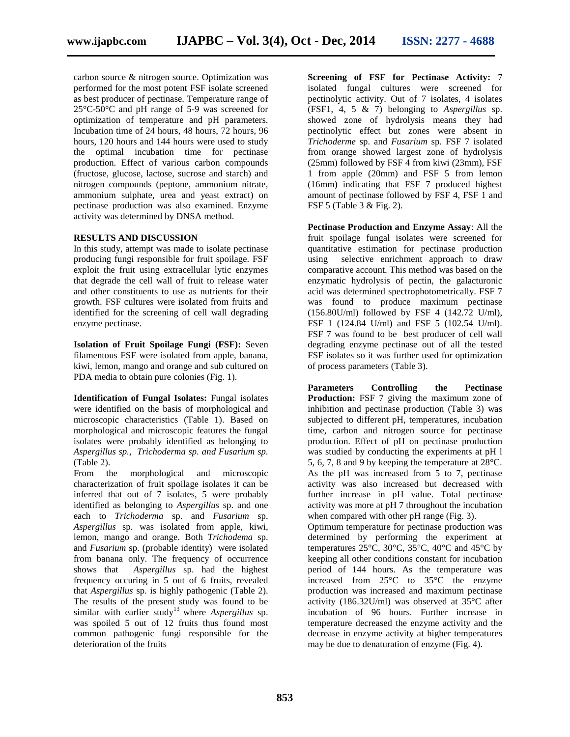carbon source & nitrogen source. Optimization was performed for the most potent FSF isolate screened as best producer of pectinase. Temperature range of 25°C-50°C and pH range of 5-9 was screened for optimization of temperature and pH parameters. Incubation time of 24 hours, 48 hours, 72 hours, 96 hours, 120 hours and 144 hours were used to study the optimal incubation time for pectinase production. Effect of various carbon compounds (fructose, glucose, lactose, sucrose and starch) and nitrogen compounds (peptone, ammonium nitrate, ammonium sulphate, urea and yeast extract) on pectinase production was also examined. Enzyme activity was determined by DNSA method.

## RESULTS AND DISCUSSION

In this study, attempt was made to isolate pectinase producing fungi responsible for fruit spoilage. FSF exploit the fruit using extracellular lytic enzymes that degrade the cell wall of fruit to release water and other constituents to use as nutrients for their growth. FSF cultures were isolated from fruits and identified for the screening of cell wall degrading enzyme pectinase.

**Isolation of Fruit Spoilage Fungi (FSF):** Seven filamentous FSF were isolated from apple, banana, kiwi, lemon, mango and orange and sub cultured on PDA media to obtain pure colonies (Fig. 1).

**Identification of Fungal Isolates:** Fungal isolates were identified on the basis of morphological and microscopic characteristics (Table 1). Based on morphological and microscopic features the fungal isolates were probably identified as belonging to *Aspergillus sp., Trichoderma sp. and Fusarium sp.* (Table 2).

From the morphological and microscopic characterization of fruit spoilage isolates it can be inferred that out of 7 isolates, 5 were probably identified as belonging to *Aspergillus* sp. and one each to *Trichoderma* sp. and *Fusarium* sp. *Aspergillus* sp. was isolated from apple, kiwi, lemon, mango and orange. Both *Trichodema* sp. and *Fusarium* sp. (probable identity) were isolated from banana only. The frequency of occurrence shows that *Aspergillus* sp. had the highest frequency occuring in 5 out of 6 fruits, revealed that *Aspergillus* sp. is highly pathogenic (Table 2). The results of the present study was found to be similar with earlier study[13] where *Aspergillus* sp. was spoiled 5 out of 12 fruits thus found most common pathogenic fungi responsible for the deterioration of the fruits

**Screening of FSF for Pectinase Activity:** 7 isolated fungal cultures were screened for pectinolytic activity. Out of 7 isolates, 4 isolates (FSF1, 4, 5 & 7) belonging to *Aspergillus* sp. showed zone of hydrolysis means they had pectinolytic effect but zones were absent in *Trichoderme* sp. and *Fusarium* sp. FSF 7 isolated from orange showed largest zone of hydrolysis (25mm) followed by FSF 4 from kiwi (23mm), FSF 1 from apple (20mm) and FSF 5 from lemon (16mm) indicating that FSF 7 produced highest amount of pectinase followed by FSF 4, FSF 1 and FSF 5 (Table 3 & Fig. 2).

**Pectinase Production and Enzyme Assay**: All the fruit spoilage fungal isolates were screened for quantitative estimation for pectinase production using selective enrichment approach to draw comparative account. This method was based on the enzymatic hydrolysis of pectin, the galacturonic acid was determined spectrophotometrically. FSF 7 was found to produce maximum pectinase (156.80U/ml) followed by FSF 4 (142.72 U/ml), FSF 1 (124.84 U/ml) and FSF 5 (102.54 U/ml). FSF 7 was found to be best producer of cell wall degrading enzyme pectinase out of all the tested FSF isolates so it was further used for optimization of process parameters (Table 3).

**Parameters Controlling the Pectinase Production:** FSF 7 giving the maximum zone of inhibition and pectinase production (Table 3) was subjected to different pH, temperatures, incubation time, carbon and nitrogen source for pectinase production. Effect of pH on pectinase production was studied by conducting the experiments at pH l 5, 6, 7, 8 and 9 by keeping the temperature at 28°C. As the pH was increased from 5 to 7, pectinase activity was also increased but decreased with further increase in pH value. Total pectinase activity was more at pH 7 throughout the incubation when compared with other pH range (Fig. 3).

Optimum temperature for pectinase production was determined by performing the experiment at temperatures 25°C, 30°C, 35°C, 40°C and 45°C by keeping all other conditions constant for incubation period of 144 hours. As the temperature was increased from 25°C to 35°C the enzyme production was increased and maximum pectinase activity (186.32U/ml) was observed at 35°C after incubation of 96 hours. Further increase in temperature decreased the enzyme activity and the decrease in enzyme activity at higher temperatures may be due to denaturation of enzyme (Fig. 4).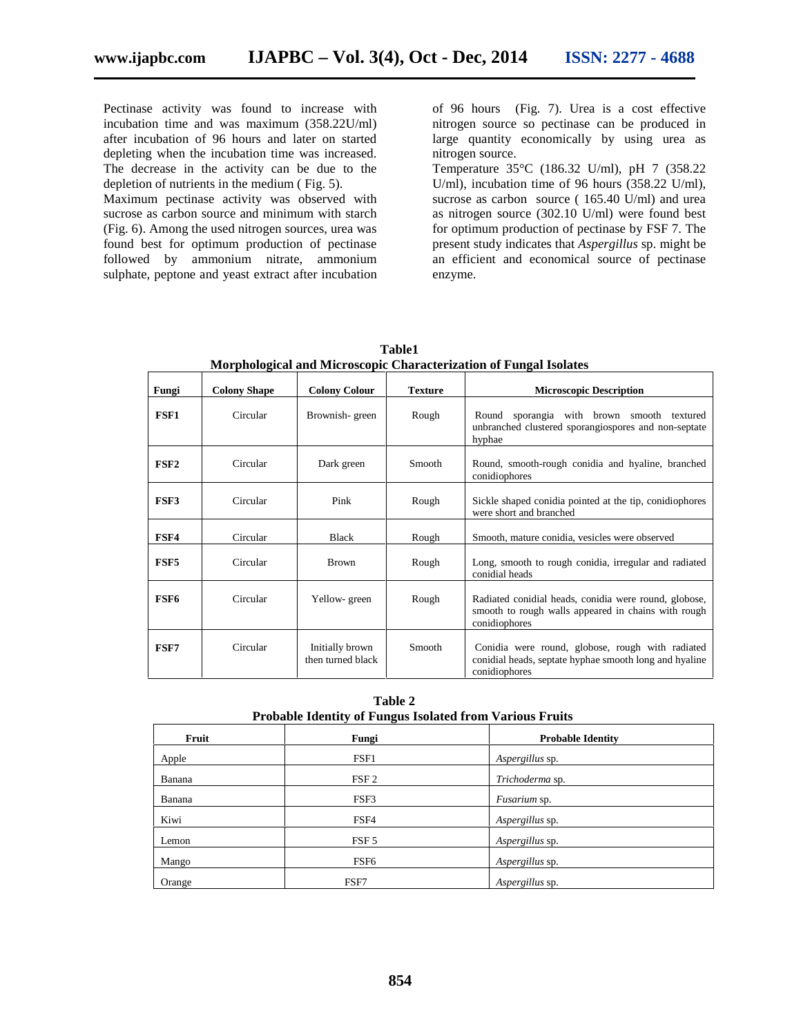Pectinase activity was found to increase with incubation time and was maximum (358.22U/ml) after incubation of 96 hours and later on started depleting when the incubation time was increased. The decrease in the activity can be due to the depletion of nutrients in the medium ( Fig. 5).

Maximum pectinase activity was observed with sucrose as carbon source and minimum with starch (Fig. 6). Among the used nitrogen sources, urea was found best for optimum production of pectinase followed by ammonium nitrate, ammonium sulphate, peptone and yeast extract after incubation of 96 hours (Fig. 7). Urea is a cost effective nitrogen source so pectinase can be produced in large quantity economically by using urea as nitrogen source.

Temperature 35°C (186.32 U/ml), pH 7 (358.22 U/ml), incubation time of 96 hours (358.22 U/ml), sucrose as carbon source ( 165.40 U/ml) and urea as nitrogen source (302.10 U/ml) were found best for optimum production of pectinase by FSF 7. The present study indicates that *Aspergillus* sp. might be an efficient and economical source of pectinase enzyme.

**Table1**
**Morphological and Microscopic Characterization of Fungal Isolates**

| Fungi | Colony Shape | Colony Colour | Texture | Microscopic Description |
|---|---|---|---|---|
| **FSF1** | Circular | Brownish- green | Rough | Round sporangia with brown smooth textured unbranched clustered sporangiospores and non-septate hyphae |
| **FSF2** | Circular | Dark green | Smooth | Round, smooth-rough conidia and hyaline, branched conidiophores |
| **FSF3** | Circular | Pink | Rough | Sickle shaped conidia pointed at the tip, conidiophores were short and branched |
| **FSF4** | Circular | Black | Rough | Smooth, mature conidia, vesicles were observed |
| **FSF5** | Circular | Brown | Rough | Long, smooth to rough conidia, irregular and radiated conidial heads |
| **FSF6** | Circular | Yellow- green | Rough | Radiated conidial heads, conidia were round, globose, smooth to rough walls appeared in chains with rough conidiophores |
| **FSF7** | Circular | Initially brown then turned black | Smooth | Conidia were round, globose, rough with radiated conidial heads, septate hyphae smooth long and hyaline conidiophores |

**Table 2**
**Probable Identity of Fungus Isolated from Various Fruits**

| Fruit | Fungi | Probable Identity |
|---|---|---|
| Apple | FSF1 | *Aspergillus* sp. |
| Banana | FSF 2 | *Trichoderma* sp. |
| Banana | FSF3 | *Fusarium* sp. |
| Kiwi | FSF4 | *Aspergillus* sp. |
| Lemon | FSF 5 | *Aspergillus* sp. |
| Mango | FSF6 | *Aspergillus* sp. |
| Orange | FSF7 | *Aspergillus* sp. |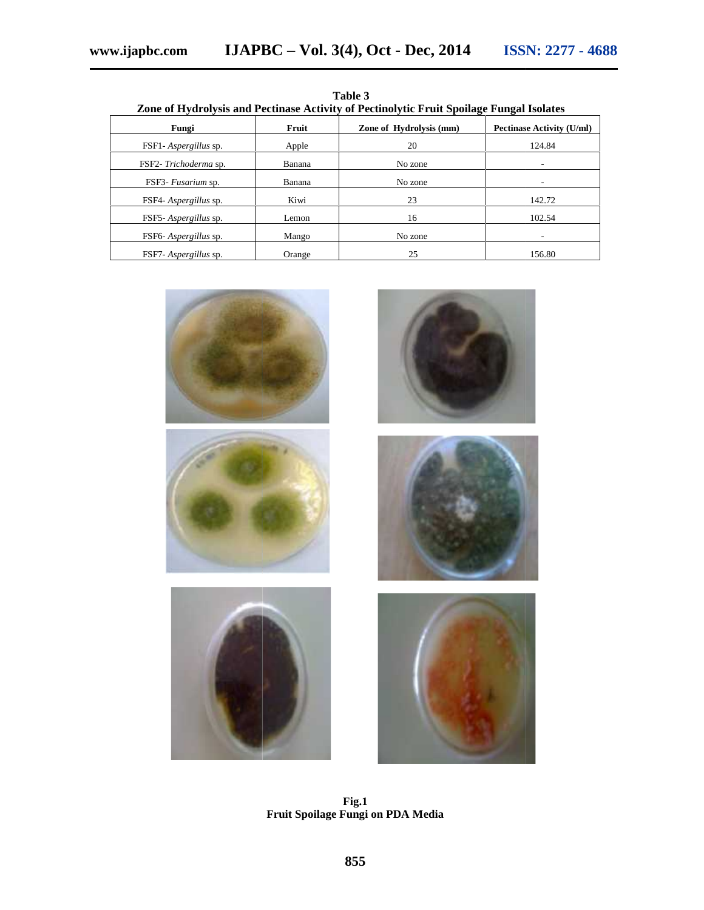**Table 3**
**Zone of Hydrolysis and Pectinase Activity of Pectinolytic Fruit Spoilage Fungal Isolates**

| Fungi | Fruit | Zone of Hydrolysis (mm) | Pectinase Activity (U/ml) |
|---|---|---|---|
| FSF1- *Aspergillus* sp. | Apple | 20 | 124.84 |
| FSF2- *Trichoderma* sp. | Banana | No zone | - |
| FSF3- *Fusarium* sp. | Banana | No zone | - |
| FSF4- *Aspergillus* sp. | Kiwi | 23 | 142.72 |
| FSF5- *Aspergillus* sp. | Lemon | 16 | 102.54 |
| FSF6- *Aspergillus* sp. | Mango | No zone | - |
| FSF7- *Aspergillus* sp. | Orange | 25 | 156.80 |

**Fig.1**
**Fruit Spoilage Fungi on PDA Media**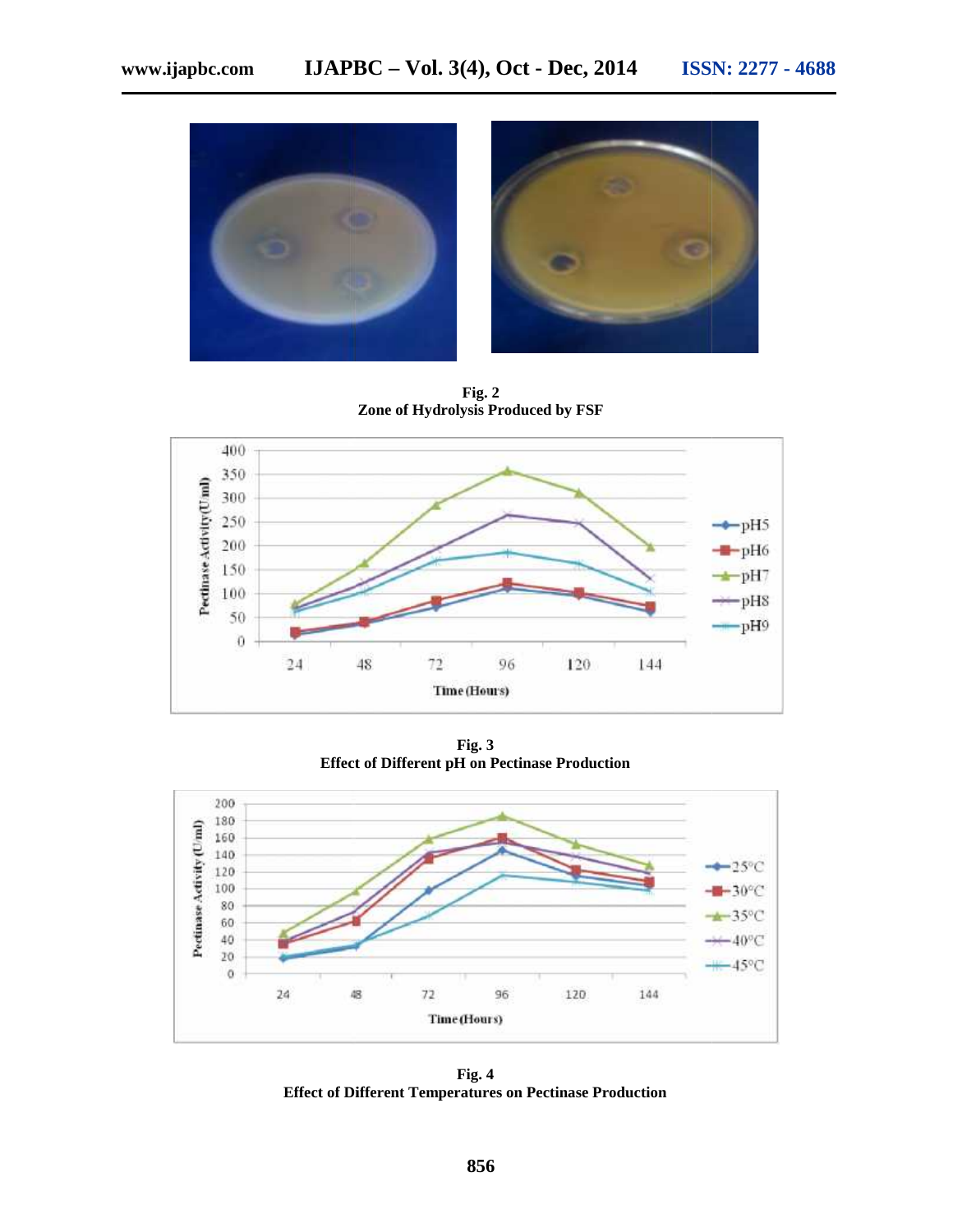**Fig. 2**
**Zone of Hydrolysis Produced by FSF**

**Fig. 3**
**Effect of Different pH on Pectinase Production**

**Fig. 4**
**Effect of Different Temperatures on Pectinase Production**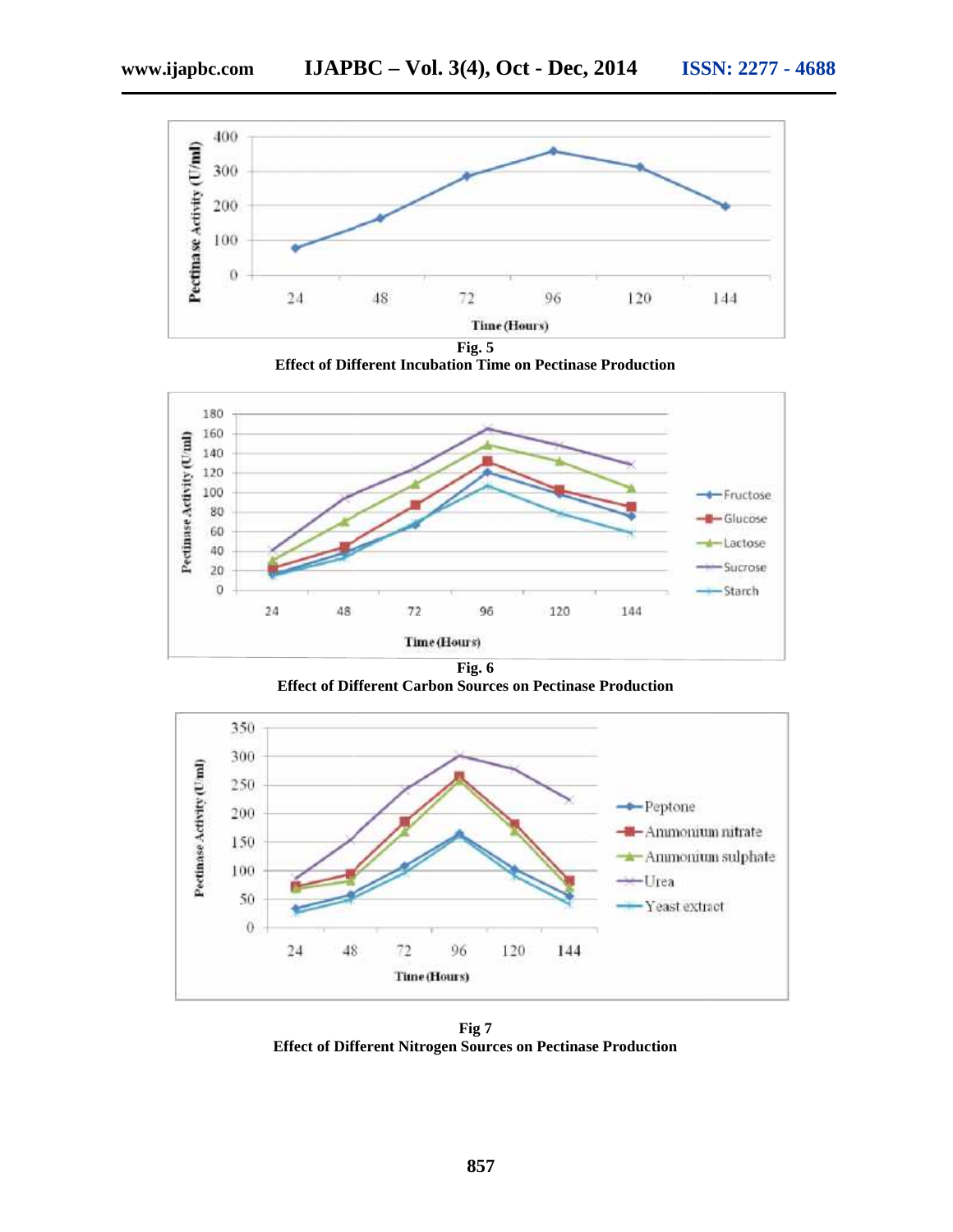**Fig. 5**
**Effect of Different Incubation Time on Pectinase Production**

**Fig. 6**
**Effect of Different Carbon Sources on Pectinase Production**

**Fig 7**
**Effect of Different Nitrogen Sources on Pectinase Production**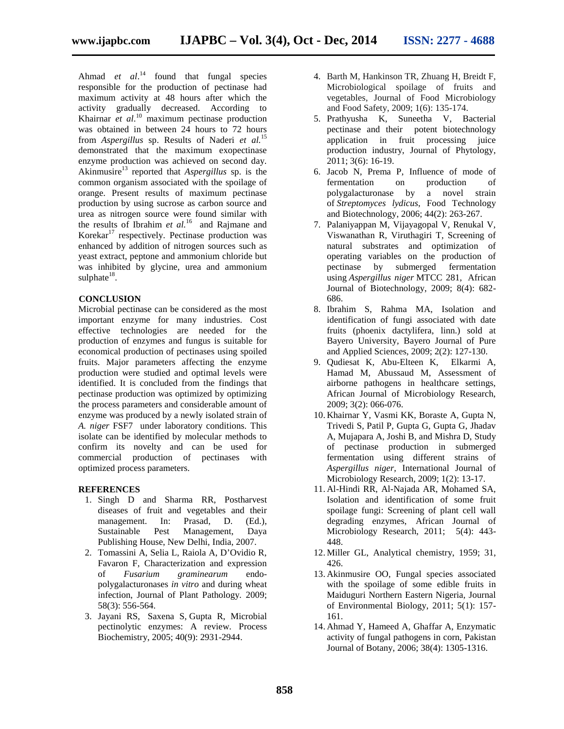Ahmad *et al*.[14] found that fungal species responsible for the production of pectinase had maximum activity at 48 hours after which the activity gradually decreased. According to Khairnar *et al*.[10] maximum pectinase production was obtained in between 24 hours to 72 hours from *Aspergillus* sp. Results of Naderi *et al.*[15] demonstrated that the maximum exopectinase enzyme production was achieved on second day. Akinmusire[13] reported that *Aspergillus* sp. is the common organism associated with the spoilage of orange. Present results of maximum pectinase production by using sucrose as carbon source and urea as nitrogen source were found similar with the results of Ibrahim *et al.*[16] and Rajmane and Korekar[17] respectively. Pectinase production was enhanced by addition of nitrogen sources such as yeast extract, peptone and ammonium chloride but was inhibited by glycine, urea and ammonium sulphate[18].

## CONCLUSION

Microbial pectinase can be considered as the most important enzyme for many industries. Cost effective technologies are needed for the production of enzymes and fungus is suitable for economical production of pectinases using spoiled fruits. Major parameters affecting the enzyme production were studied and optimal levels were identified. It is concluded from the findings that pectinase production was optimized by optimizing the process parameters and considerable amount of enzyme was produced by a newly isolated strain of *A. niger* FSF7 under laboratory conditions. This isolate can be identified by molecular methods to confirm its novelty and can be used for commercial production of pectinases with optimized process parameters.

## REFERENCES

1. Singh D and Sharma RR, Postharvest diseases of fruit and vegetables and their management. In: Prasad, D. (Ed.), Sustainable Pest Management, Daya Publishing House, New Delhi, India, 2007.
2. Tomassini A, Selia L, Raiola A, D'Ovidio R, Favaron F, Characterization and expression of *Fusarium graminearum* endo-polygalacturonases *in vitro* and during wheat infection, Journal of Plant Pathology. 2009; 58(3): 556-564.
3. Jayani RS, Saxena S, Gupta R, Microbial pectinolytic enzymes: A review. Process Biochemistry, 2005; 40(9): 2931-2944.
4. Barth M, Hankinson TR, Zhuang H, Breidt F, Microbiological spoilage of fruits and vegetables, Journal of Food Microbiology and Food Safety, 2009; 1(6): 135-174.
5. Prathyusha K, Suneetha V, Bacterial pectinase and their potent biotechnology application in fruit processing juice production industry, Journal of Phytology, 2011; 3(6): 16-19.
6. Jacob N, Prema P, Influence of mode of fermentation on production of polygalacturonase by a novel strain of *Streptomyces lydicus*, Food Technology and Biotechnology, 2006; 44(2): 263-267.
7. Palaniyappan M, Vijayagopal V, Renukal V, Viswanathan R, Viruthagiri T, Screening of natural substrates and optimization of operating variables on the production of pectinase by submerged fermentation using *Aspergillus niger* MTCC 281, African Journal of Biotechnology, 2009; 8(4): 682-686.
8. Ibrahim S, Rahma MA, Isolation and identification of fungi associated with date fruits (phoenix dactylifera, linn.) sold at Bayero University, Bayero Journal of Pure and Applied Sciences, 2009; 2(2): 127-130.
9. Qudiesat K, Abu-Elteen K, Elkarmi A, Hamad M, Abussaud M, Assessment of airborne pathogens in healthcare settings, African Journal of Microbiology Research, 2009; 3(2): 066-076.
10. Khairnar Y, Vasmi KK, Boraste A, Gupta N, Trivedi S, Patil P, Gupta G, Gupta G, Jhadav A, Mujapara A, Joshi B, and Mishra D, Study of pectinase production in submerged fermentation using different strains of *Aspergillus niger*, International Journal of Microbiology Research, 2009; 1(2): 13-17.
11. Al-Hindi RR, Al-Najada AR, Mohamed SA, Isolation and identification of some fruit spoilage fungi: Screening of plant cell wall degrading enzymes, African Journal of Microbiology Research, 2011; 5(4): 443-448.
12. Miller GL, Analytical chemistry, 1959; 31, 426.
13. Akinmusire OO, Fungal species associated with the spoilage of some edible fruits in Maiduguri Northern Eastern Nigeria, Journal of Environmental Biology, 2011; 5(1): 157-161.
14. Ahmad Y, Hameed A, Ghaffar A, Enzymatic activity of fungal pathogens in corn, Pakistan Journal of Botany, 2006; 38(4): 1305-1316.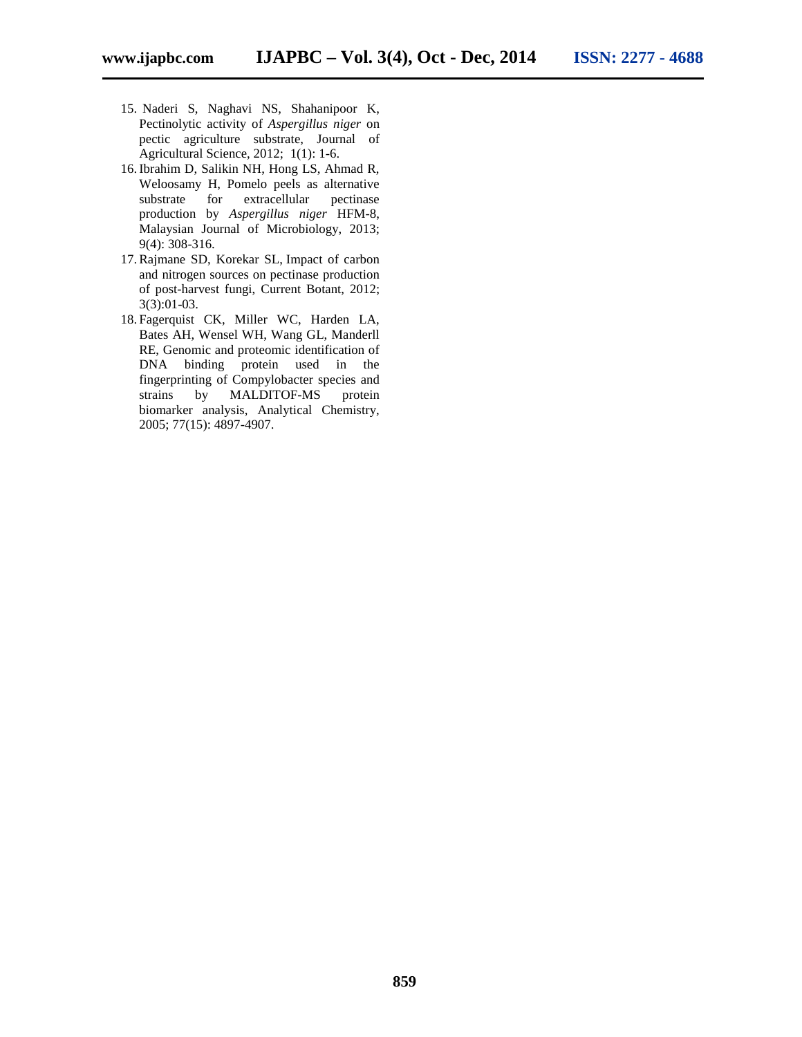15. Naderi S, Naghavi NS, Shahanipoor K, Pectinolytic activity of *Aspergillus niger* on pectic agriculture substrate, Journal of Agricultural Science, 2012; 1(1): 1-6.
16. Ibrahim D, Salikin NH, Hong LS, Ahmad R, Weloosamy H, Pomelo peels as alternative substrate for extracellular pectinase production by *Aspergillus niger* HFM-8, Malaysian Journal of Microbiology, 2013; 9(4): 308-316.
17. Rajmane SD, Korekar SL, Impact of carbon and nitrogen sources on pectinase production of post-harvest fungi, Current Botant, 2012; 3(3):01-03.
18. Fagerquist CK, Miller WC, Harden LA, Bates AH, Wensel WH, Wang GL, Manderll RE, Genomic and proteomic identification of DNA binding protein used in the fingerprinting of Compylobacter species and strains by MALDITOF-MS protein biomarker analysis, Analytical Chemistry, 2005; 77(15): 4897-4907.